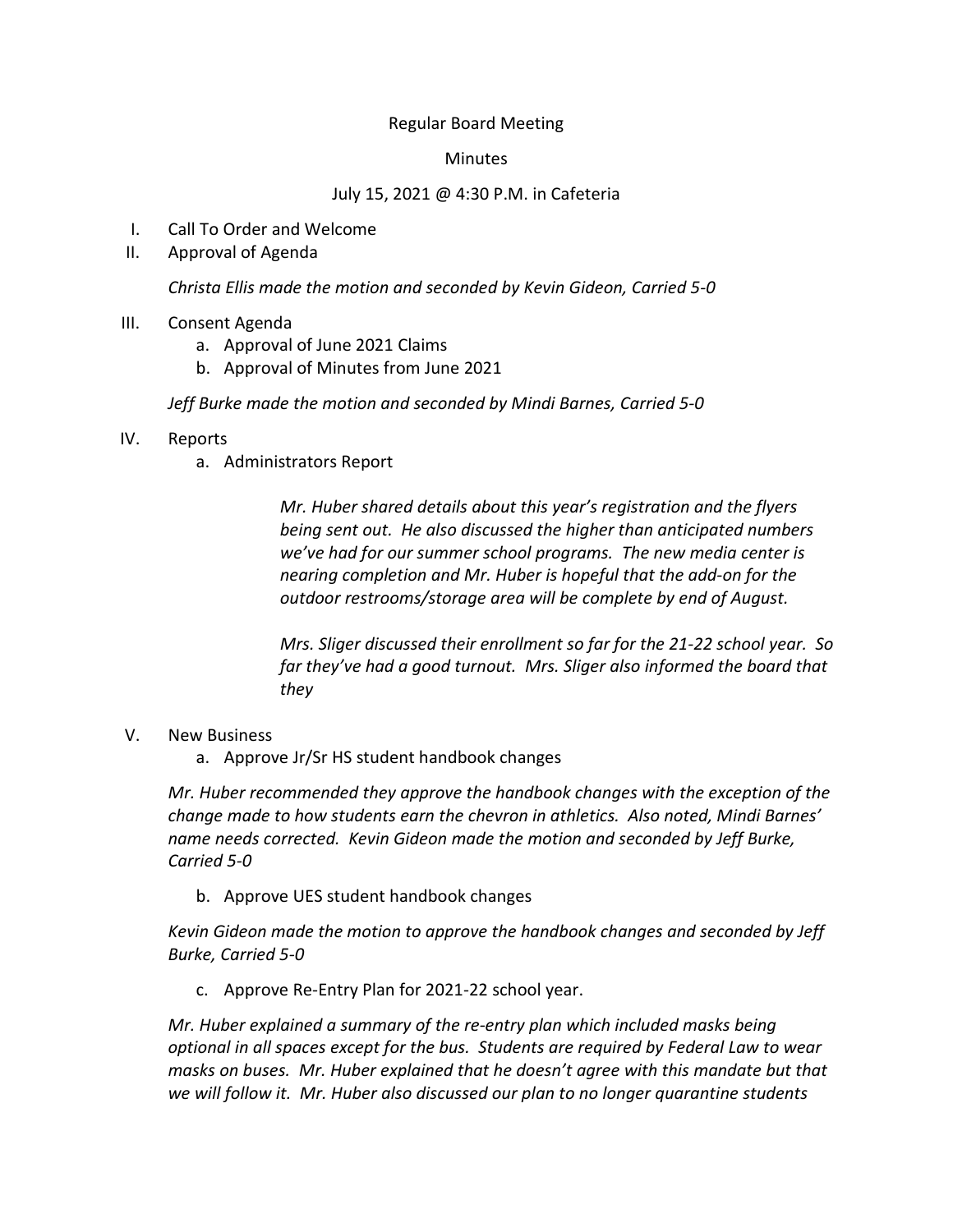Regular Board Meeting

Minutes

July 15, 2021 @ 4:30 P.M. in Cafeteria

I. Call To Order and Welcome

II. Approval of Agenda

*Christa Ellis made the motion and seconded by Kevin Gideon, Carried 5-0*

III. Consent Agenda

a. Approval of June 2021 Claims

b. Approval of Minutes from June 2021

*Jeff Burke made the motion and seconded by Mindi Barnes, Carried 5-0*

IV. Reports

a. Administrators Report

*Mr. Huber shared details about this year's registration and the flyers being sent out. He also discussed the higher than anticipated numbers we've had for our summer school programs. The new media center is nearing completion and Mr. Huber is hopeful that the add-on for the outdoor restrooms/storage area will be complete by end of August.*

*Mrs. Sliger discussed their enrollment so far for the 21-22 school year. So far they've had a good turnout. Mrs. Sliger also informed the board that they*

V. New Business

a. Approve Jr/Sr HS student handbook changes

*Mr. Huber recommended they approve the handbook changes with the exception of the change made to how students earn the chevron in athletics. Also noted, Mindi Barnes' name needs corrected. Kevin Gideon made the motion and seconded by Jeff Burke, Carried 5-0*

b. Approve UES student handbook changes

*Kevin Gideon made the motion to approve the handbook changes and seconded by Jeff Burke, Carried 5-0*

c. Approve Re-Entry Plan for 2021-22 school year.

*Mr. Huber explained a summary of the re-entry plan which included masks being optional in all spaces except for the bus. Students are required by Federal Law to wear masks on buses. Mr. Huber explained that he doesn't agree with this mandate but that we will follow it. Mr. Huber also discussed our plan to no longer quarantine students*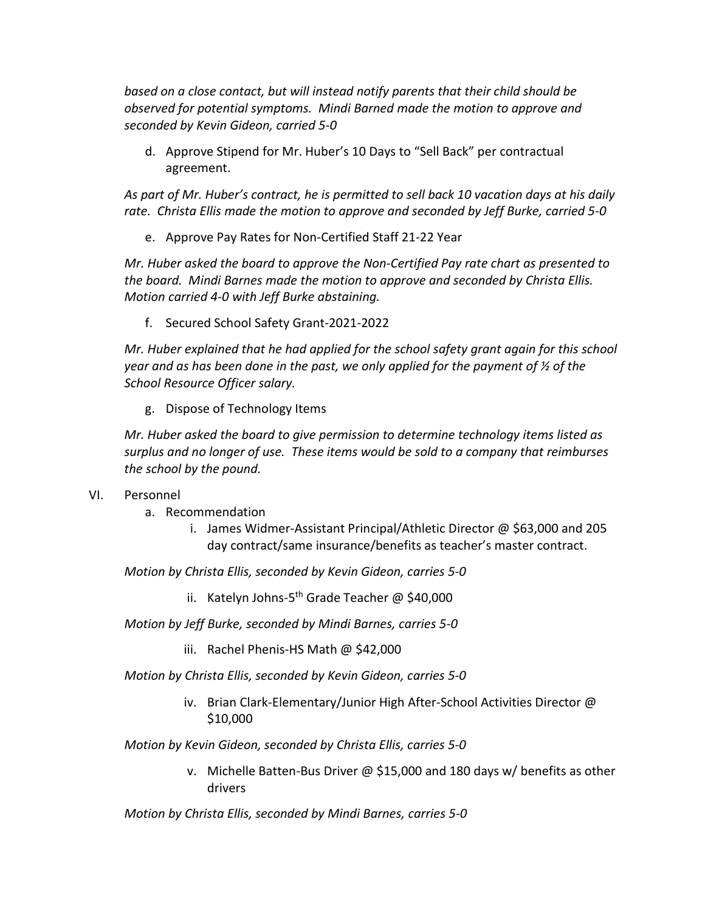*based on a close contact, but will instead notify parents that their child should be observed for potential symptoms. Mindi Barned made the motion to approve and seconded by Kevin Gideon, carried 5-0*

d. Approve Stipend for Mr. Huber's 10 Days to "Sell Back" per contractual agreement.

*As part of Mr. Huber's contract, he is permitted to sell back 10 vacation days at his daily rate. Christa Ellis made the motion to approve and seconded by Jeff Burke, carried 5-0*

e. Approve Pay Rates for Non-Certified Staff 21-22 Year

*Mr. Huber asked the board to approve the Non-Certified Pay rate chart as presented to the board. Mindi Barnes made the motion to approve and seconded by Christa Ellis. Motion carried 4-0 with Jeff Burke abstaining.*

f. Secured School Safety Grant-2021-2022

*Mr. Huber explained that he had applied for the school safety grant again for this school year and as has been done in the past, we only applied for the payment of ½ of the School Resource Officer salary.*

g. Dispose of Technology Items

*Mr. Huber asked the board to give permission to determine technology items listed as surplus and no longer of use. These items would be sold to a company that reimburses the school by the pound.*

VI. Personnel

a. Recommendation

i. James Widmer-Assistant Principal/Athletic Director @ $63,000 and 205 day contract/same insurance/benefits as teacher's master contract.

*Motion by Christa Ellis, seconded by Kevin Gideon, carries 5-0*

ii. Katelyn Johns-5th Grade Teacher @ $40,000

*Motion by Jeff Burke, seconded by Mindi Barnes, carries 5-0*

iii. Rachel Phenis-HS Math @ $42,000

*Motion by Christa Ellis, seconded by Kevin Gideon, carries 5-0*

iv. Brian Clark-Elementary/Junior High After-School Activities Director @ $10,000

*Motion by Kevin Gideon, seconded by Christa Ellis, carries 5-0*

v. Michelle Batten-Bus Driver @ $15,000 and 180 days w/ benefits as other drivers

*Motion by Christa Ellis, seconded by Mindi Barnes, carries 5-0*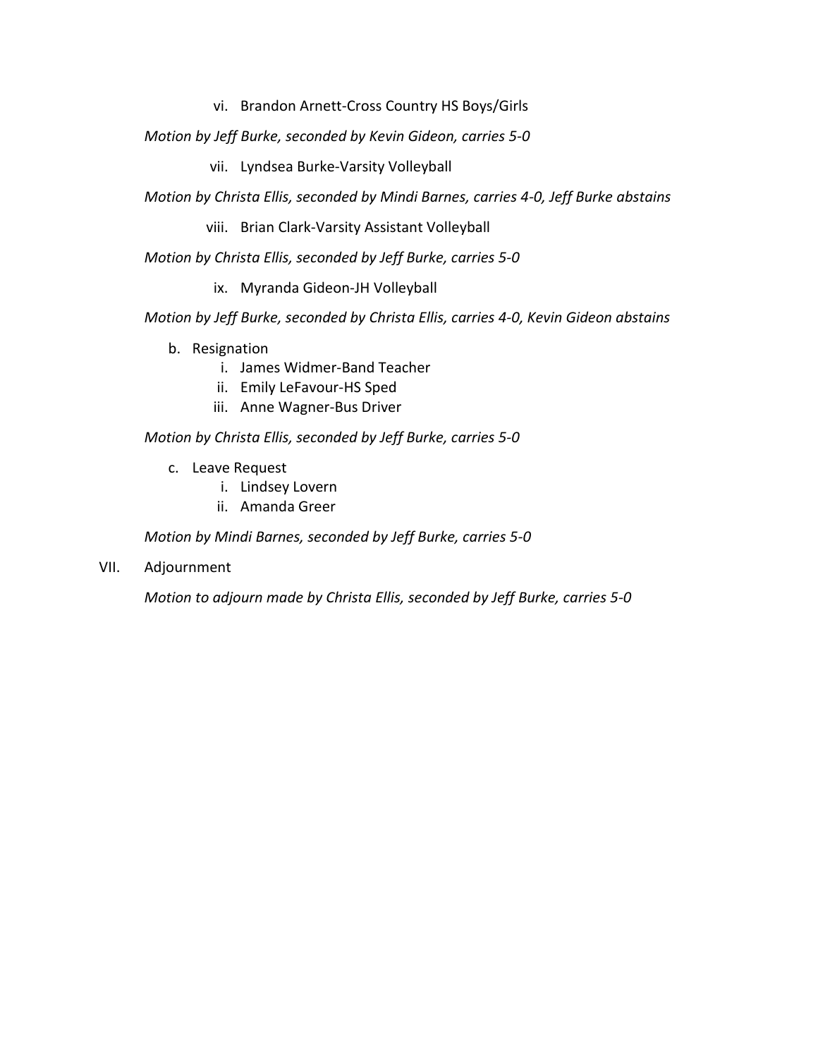vi. Brandon Arnett-Cross Country HS Boys/Girls

*Motion by Jeff Burke, seconded by Kevin Gideon, carries 5-0*

vii. Lyndsea Burke-Varsity Volleyball

*Motion by Christa Ellis, seconded by Mindi Barnes, carries 4-0, Jeff Burke abstains*

viii. Brian Clark-Varsity Assistant Volleyball

*Motion by Christa Ellis, seconded by Jeff Burke, carries 5-0*

ix. Myranda Gideon-JH Volleyball

*Motion by Jeff Burke, seconded by Christa Ellis, carries 4-0, Kevin Gideon abstains*

b. Resignation
   i. James Widmer-Band Teacher
   ii. Emily LeFavour-HS Sped
   iii. Anne Wagner-Bus Driver

*Motion by Christa Ellis, seconded by Jeff Burke, carries 5-0*

c. Leave Request
   i. Lindsey Lovern
   ii. Amanda Greer

*Motion by Mindi Barnes, seconded by Jeff Burke, carries 5-0*

VII. Adjournment

*Motion to adjourn made by Christa Ellis, seconded by Jeff Burke, carries 5-0*